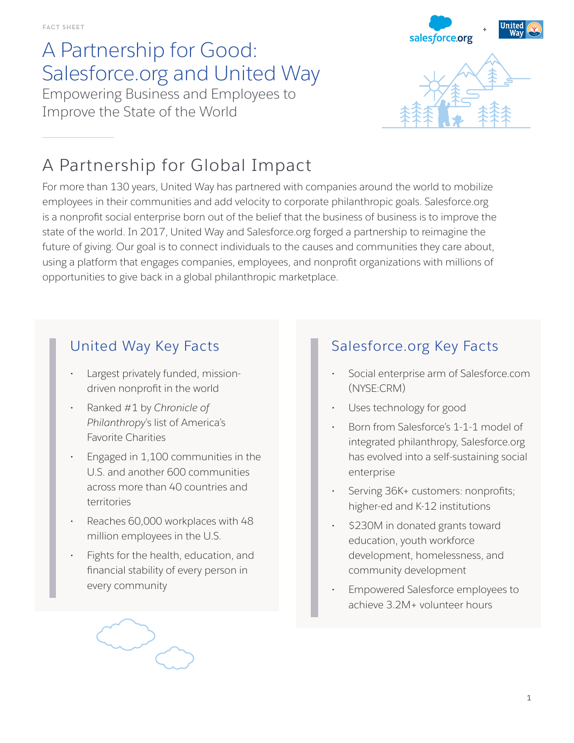FACT SHEET

# A Partnership for Good: Salesforce.org and United Way

Empowering Business and Employees to Improve the State of the World

## A Partnership for Global Impact

For more than 130 years, United Way has partnered with companies around the world to mobilize employees in their communities and add velocity to corporate philanthropic goals. Salesforce.org is a nonprofit social enterprise born out of the belief that the business of business is to improve the state of the world. In 2017, United Way and Salesforce.org forged a partnership to reimagine the future of giving. Our goal is to connect individuals to the causes and communities they care about, using a platform that engages companies, employees, and nonprofit organizations with millions of opportunities to give back in a global philanthropic marketplace.

### United Way Key Facts

- Largest privately funded, mission-driven nonprofit in the world
- Ranked #1 by *Chronicle of Philanthropy*'s list of America's Favorite Charities
- Engaged in 1,100 communities in the U.S. and another 600 communities across more than 40 countries and territories
- Reaches 60,000 workplaces with 48 million employees in the U.S.
- Fights for the health, education, and financial stability of every person in every community

### Salesforce.org Key Facts

- Social enterprise arm of Salesforce.com (NYSE:CRM)
- Uses technology for good
- Born from Salesforce's 1-1-1 model of integrated philanthropy, Salesforce.org has evolved into a self-sustaining social enterprise
- Serving 36K+ customers: nonprofits; higher-ed and K-12 institutions
- $230M in donated grants toward education, youth workforce development, homelessness, and community development
- Empowered Salesforce employees to achieve 3.2M+ volunteer hours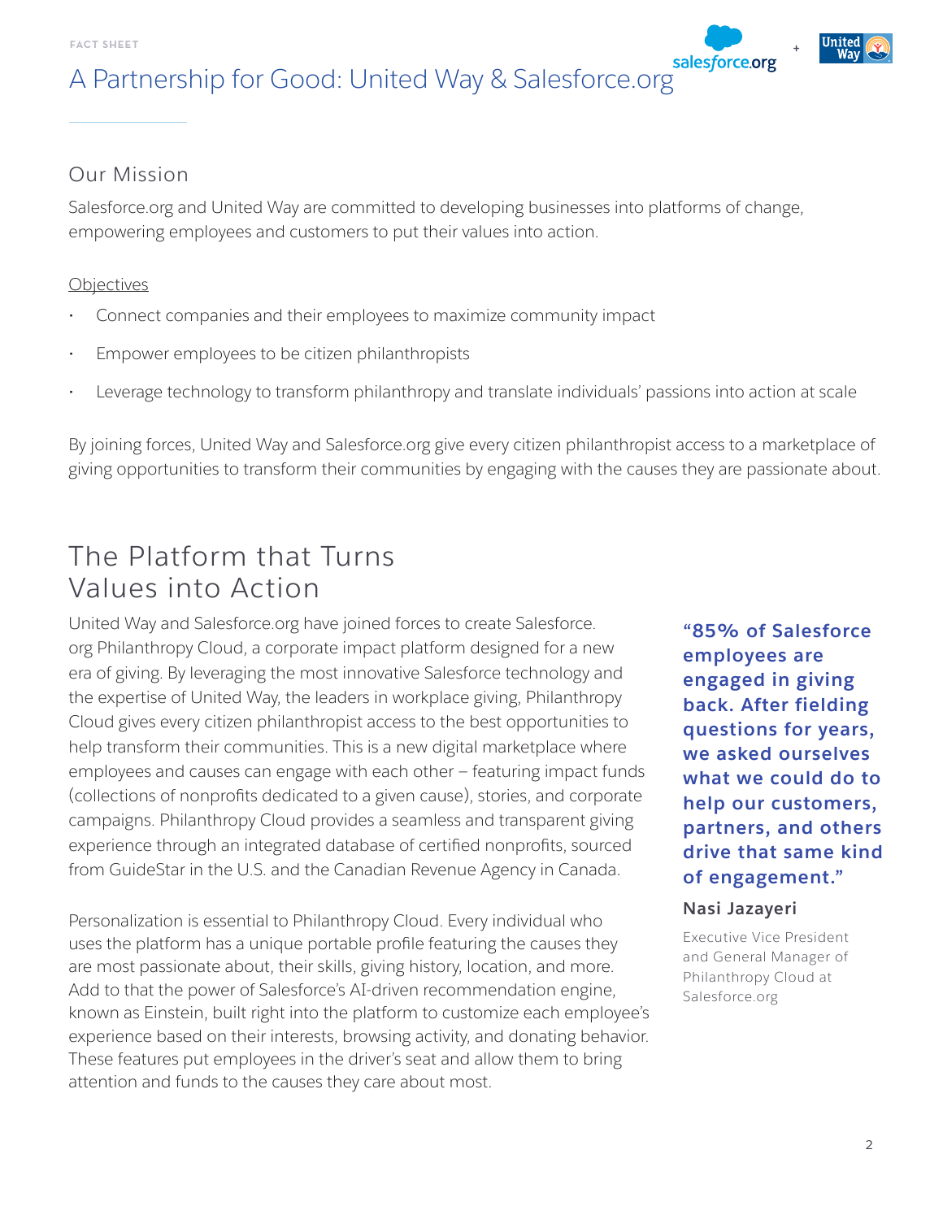FACT SHEET

# A Partnership for Good: United Way & Salesforce.org

## Our Mission

Salesforce.org and United Way are committed to developing businesses into platforms of change, empowering employees and customers to put their values into action.

Objectives

- Connect companies and their employees to maximize community impact
- Empower employees to be citizen philanthropists
- Leverage technology to transform philanthropy and translate individuals' passions into action at scale

By joining forces, United Way and Salesforce.org give every citizen philanthropist access to a marketplace of giving opportunities to transform their communities by engaging with the causes they are passionate about.

## The Platform that Turns Values into Action

United Way and Salesforce.org have joined forces to create Salesforce.org Philanthropy Cloud, a corporate impact platform designed for a new era of giving. By leveraging the most innovative Salesforce technology and the expertise of United Way, the leaders in workplace giving, Philanthropy Cloud gives every citizen philanthropist access to the best opportunities to help transform their communities. This is a new digital marketplace where employees and causes can engage with each other – featuring impact funds (collections of nonprofits dedicated to a given cause), stories, and corporate campaigns. Philanthropy Cloud provides a seamless and transparent giving experience through an integrated database of certified nonprofits, sourced from GuideStar in the U.S. and the Canadian Revenue Agency in Canada.

Personalization is essential to Philanthropy Cloud. Every individual who uses the platform has a unique portable profile featuring the causes they are most passionate about, their skills, giving history, location, and more. Add to that the power of Salesforce's AI-driven recommendation engine, known as Einstein, built right into the platform to customize each employee's experience based on their interests, browsing activity, and donating behavior. These features put employees in the driver's seat and allow them to bring attention and funds to the causes they care about most.

> **"85% of Salesforce employees are engaged in giving back. After fielding questions for years, we asked ourselves what we could do to help our customers, partners, and others drive that same kind of engagement."**
>
> **Nasi Jazayeri**
>
> Executive Vice President and General Manager of Philanthropy Cloud at Salesforce.org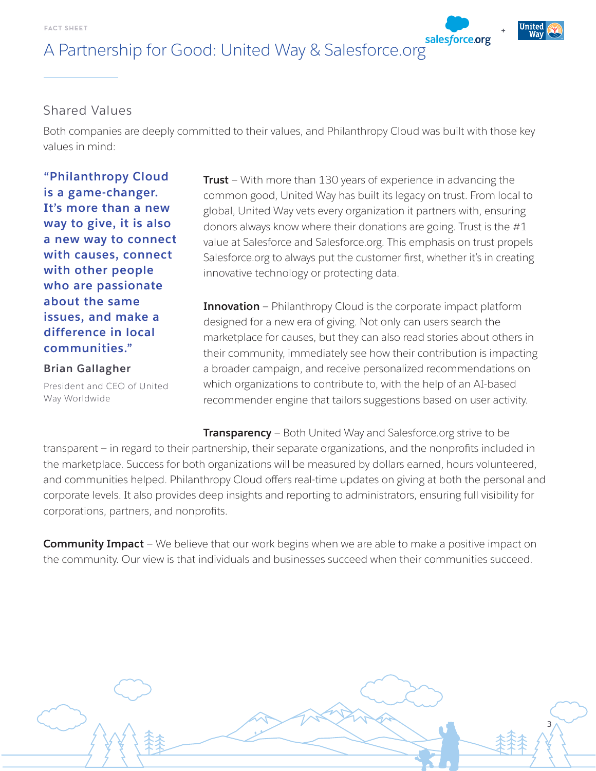FACT SHEET

# A Partnership for Good: United Way & Salesforce.org

## Shared Values

Both companies are deeply committed to their values, and Philanthropy Cloud was built with those key values in mind:

> **"Philanthropy Cloud is a game-changer. It's more than a new way to give, it is also a new way to connect with causes, connect with other people who are passionate about the same issues, and make a difference in local communities."**
>
> **Brian Gallagher**
>
> President and CEO of United Way Worldwide

**Trust** – With more than 130 years of experience in advancing the common good, United Way has built its legacy on trust. From local to global, United Way vets every organization it partners with, ensuring donors always know where their donations are going. Trust is the #1 value at Salesforce and Salesforce.org. This emphasis on trust propels Salesforce.org to always put the customer first, whether it's in creating innovative technology or protecting data.

**Innovation** – Philanthropy Cloud is the corporate impact platform designed for a new era of giving. Not only can users search the marketplace for causes, but they can also read stories about others in their community, immediately see how their contribution is impacting a broader campaign, and receive personalized recommendations on which organizations to contribute to, with the help of an AI-based recommender engine that tailors suggestions based on user activity.

**Transparency** – Both United Way and Salesforce.org strive to be transparent – in regard to their partnership, their separate organizations, and the nonprofits included in the marketplace. Success for both organizations will be measured by dollars earned, hours volunteered, and communities helped. Philanthropy Cloud offers real-time updates on giving at both the personal and corporate levels. It also provides deep insights and reporting to administrators, ensuring full visibility for corporations, partners, and nonprofits.

**Community Impact** – We believe that our work begins when we are able to make a positive impact on the community. Our view is that individuals and businesses succeed when their communities succeed.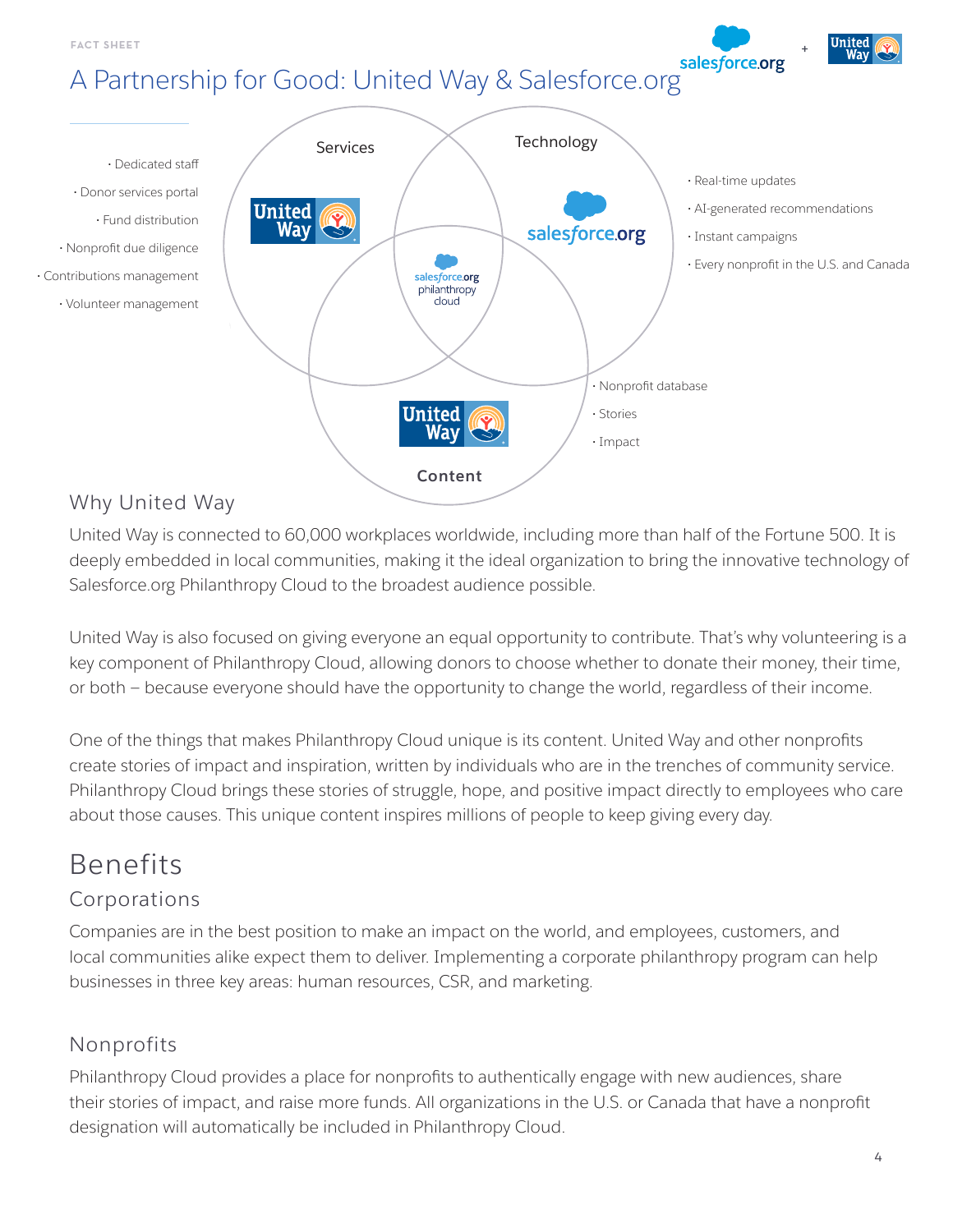FACT SHEET

# A Partnership for Good: United Way & Salesforce.org

**Services** (United Way)

- Dedicated staff
- Donor services portal
- Fund distribution
- Nonprofit due diligence
- Contributions management
- Volunteer management

**Technology** (salesforce.org)

- Real-time updates
- AI-generated recommendations
- Instant campaigns
- Every nonprofit in the U.S. and Canada

**Content** (United Way)

- Nonprofit database
- Stories
- Impact

salesforce.org philanthropy cloud

## Why United Way

United Way is connected to 60,000 workplaces worldwide, including more than half of the Fortune 500. It is deeply embedded in local communities, making it the ideal organization to bring the innovative technology of Salesforce.org Philanthropy Cloud to the broadest audience possible.

United Way is also focused on giving everyone an equal opportunity to contribute. That's why volunteering is a key component of Philanthropy Cloud, allowing donors to choose whether to donate their money, their time, or both – because everyone should have the opportunity to change the world, regardless of their income.

One of the things that makes Philanthropy Cloud unique is its content. United Way and other nonprofits create stories of impact and inspiration, written by individuals who are in the trenches of community service. Philanthropy Cloud brings these stories of struggle, hope, and positive impact directly to employees who care about those causes. This unique content inspires millions of people to keep giving every day.

# Benefits

## Corporations

Companies are in the best position to make an impact on the world, and employees, customers, and local communities alike expect them to deliver. Implementing a corporate philanthropy program can help businesses in three key areas: human resources, CSR, and marketing.

## Nonprofits

Philanthropy Cloud provides a place for nonprofits to authentically engage with new audiences, share their stories of impact, and raise more funds. All organizations in the U.S. or Canada that have a nonprofit designation will automatically be included in Philanthropy Cloud.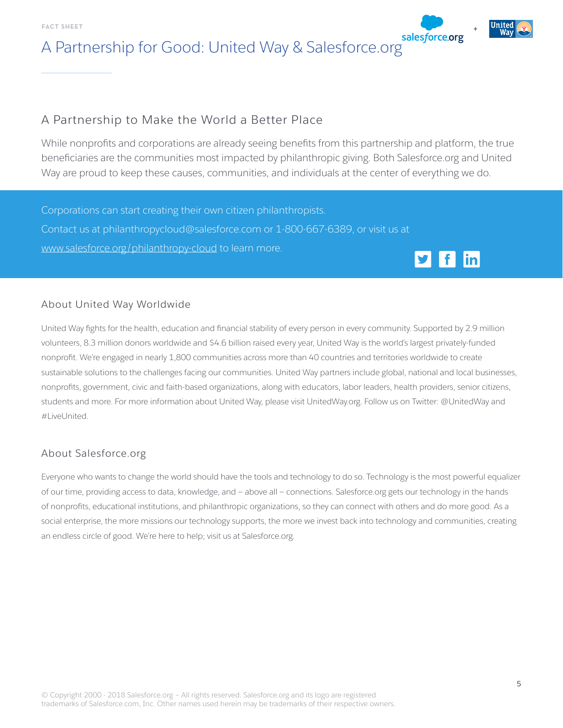FACT SHEET

# A Partnership for Good: United Way & Salesforce.org

## A Partnership to Make the World a Better Place

While nonprofits and corporations are already seeing benefits from this partnership and platform, the true beneficiaries are the communities most impacted by philanthropic giving. Both Salesforce.org and United Way are proud to keep these causes, communities, and individuals at the center of everything we do.

Corporations can start creating their own citizen philanthropists.

Contact us at philanthropycloud@salesforce.com or 1-800-667-6389, or visit us at www.salesforce.org/philanthropy-cloud to learn more.

## About United Way Worldwide

United Way fights for the health, education and financial stability of every person in every community. Supported by 2.9 million volunteers, 8.3 million donors worldwide and $4.6 billion raised every year, United Way is the world's largest privately-funded nonprofit. We're engaged in nearly 1,800 communities across more than 40 countries and territories worldwide to create sustainable solutions to the challenges facing our communities. United Way partners include global, national and local businesses, nonprofits, government, civic and faith-based organizations, along with educators, labor leaders, health providers, senior citizens, students and more. For more information about United Way, please visit UnitedWay.org. Follow us on Twitter: @UnitedWay and #LiveUnited.

## About Salesforce.org

Everyone who wants to change the world should have the tools and technology to do so. Technology is the most powerful equalizer of our time, providing access to data, knowledge, and – above all – connections. Salesforce.org gets our technology in the hands of nonprofits, educational institutions, and philanthropic organizations, so they can connect with others and do more good. As a social enterprise, the more missions our technology supports, the more we invest back into technology and communities, creating an endless circle of good. We're here to help; visit us at Salesforce.org.

© Copyright 2000 - 2018 Salesforce.org – All rights reserved. Salesforce.org and its logo are registered trademarks of Salesforce.com, Inc. Other names used herein may be trademarks of their respective owners.